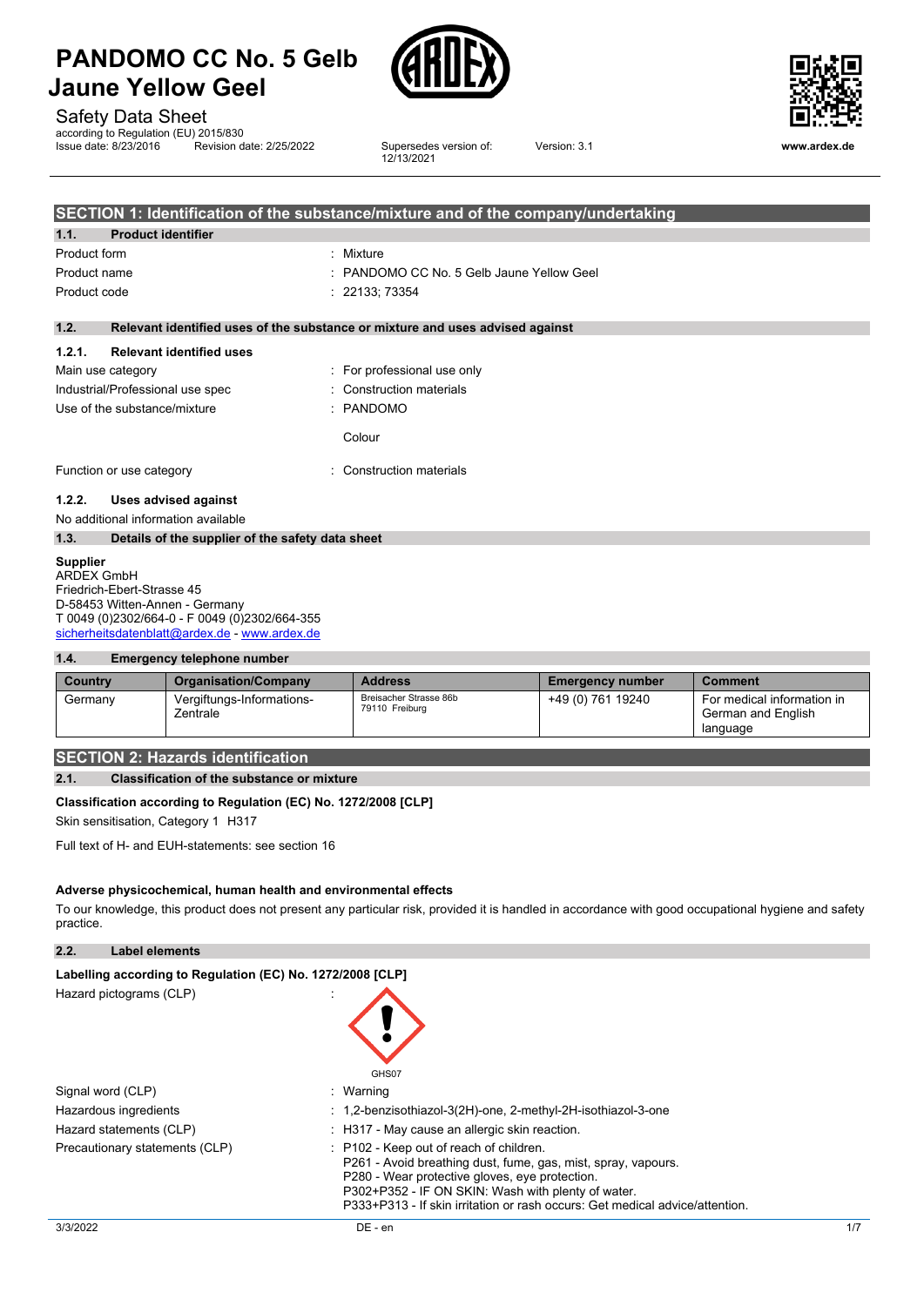# PANDOMO CC No. 5 Gelb Jaune Yellow Geel

Safety Data Sheet

according to Regulation (EU) 2015/830

Issue date: 8/23/2016 Revision date: 2/25/2022 Supersedes version of: 12/13/2021 Version: 3.1

www.ardex.de

## SECTION 1: Identification of the substance/mixture and of the company/undertaking

### 1.1. Product identifier

Product form : Mixture

Product name : PANDOMO CC No. 5 Gelb Jaune Yellow Geel

Product code : 22133; 73354

### 1.2. Relevant identified uses of the substance or mixture and uses advised against

#### 1.2.1. Relevant identified uses

Main use category : For professional use only

Industrial/Professional use spec : Construction materials

Use of the substance/mixture : PANDOMO

Colour

Function or use category : Construction materials

#### 1.2.2. Uses advised against

No additional information available

### 1.3. Details of the supplier of the safety data sheet

**Supplier**
ARDEX GmbH
Friedrich-Ebert-Strasse 45
D-58453 Witten-Annen - Germany
T 0049 (0)2302/664-0 - F 0049 (0)2302/664-355
sicherheitsdatenblatt@ardex.de - www.ardex.de

### 1.4. Emergency telephone number

| Country | Organisation/Company | Address | Emergency number | Comment |
|---|---|---|---|---|
| Germany | Vergiftungs-Informations-Zentrale | Breisacher Strasse 86b 79110 Freiburg | +49 (0) 761 19240 | For medical information in German and English language |

## SECTION 2: Hazards identification

### 2.1. Classification of the substance or mixture

**Classification according to Regulation (EC) No. 1272/2008 [CLP]**

Skin sensitisation, Category 1 H317

Full text of H- and EUH-statements: see section 16

**Adverse physicochemical, human health and environmental effects**

To our knowledge, this product does not present any particular risk, provided it is handled in accordance with good occupational hygiene and safety practice.

### 2.2. Label elements

**Labelling according to Regulation (EC) No. 1272/2008 [CLP]**

Hazard pictograms (CLP) :

GHS07

Signal word (CLP) : Warning

Hazardous ingredients : 1,2-benzisothiazol-3(2H)-one, 2-methyl-2H-isothiazol-3-one

Hazard statements (CLP) : H317 - May cause an allergic skin reaction.

Precautionary statements (CLP) : P102 - Keep out of reach of children.
P261 - Avoid breathing dust, fume, gas, mist, spray, vapours.
P280 - Wear protective gloves, eye protection.
P302+P352 - IF ON SKIN: Wash with plenty of water.
P333+P313 - If skin irritation or rash occurs: Get medical advice/attention.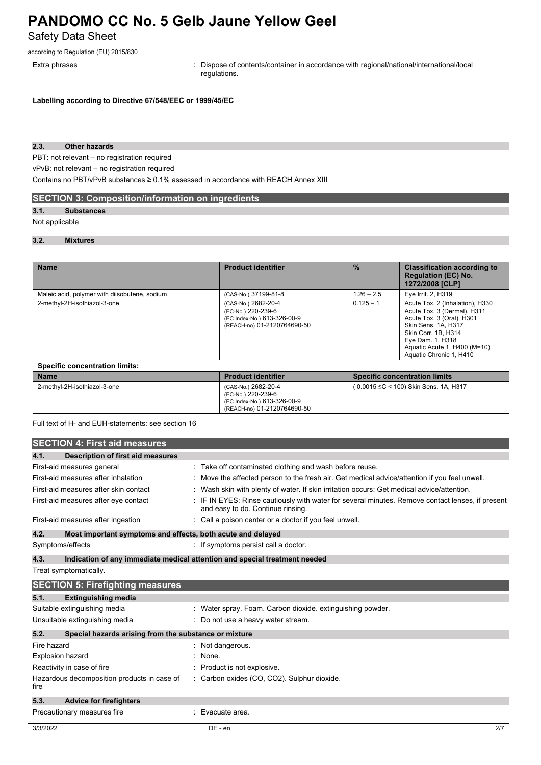| | |
|---|---|
| Extra phrases | : Dispose of contents/container in accordance with regional/national/international/local regulations. |

**Labelling according to Directive 67/548/EEC or 1999/45/EC**

### 2.3. Other hazards

PBT: not relevant – no registration required

vPvB: not relevant – no registration required

Contains no PBT/vPvB substances ≥ 0.1% assessed in accordance with REACH Annex XIII

## SECTION 3: Composition/information on ingredients

### 3.1. Substances

Not applicable

### 3.2. Mixtures

| Name | Product identifier | % | Classification according to Regulation (EC) No. 1272/2008 [CLP] |
|---|---|---|---|
| Maleic acid, polymer with diisobutene, sodium | (CAS-No.) 37199-81-8 | 1.26 – 2.5 | Eye Irrit. 2, H319 |
| 2-methyl-2H-isothiazol-3-one | (CAS-No.) 2682-20-4<br>(EC-No.) 220-239-6<br>(EC Index-No.) 613-326-00-9<br>(REACH-no) 01-2120764690-50 | 0.125 – 1 | Acute Tox. 2 (Inhalation), H330<br>Acute Tox. 3 (Dermal), H311<br>Acute Tox. 3 (Oral), H301<br>Skin Sens. 1A, H317<br>Skin Corr. 1B, H314<br>Eye Dam. 1, H318<br>Aquatic Acute 1, H400 (M=10)<br>Aquatic Chronic 1, H410 |

**Specific concentration limits:**

| Name | Product identifier | Specific concentration limits |
|---|---|---|
| 2-methyl-2H-isothiazol-3-one | (CAS-No.) 2682-20-4<br>(EC-No.) 220-239-6<br>(EC Index-No.) 613-326-00-9<br>(REACH-no) 01-2120764690-50 | ( 0.0015 ≤C < 100) Skin Sens. 1A, H317 |

Full text of H- and EUH-statements: see section 16

## SECTION 4: First aid measures

### 4.1. Description of first aid measures

| | |
|---|---|
| First-aid measures general | : Take off contaminated clothing and wash before reuse. |
| First-aid measures after inhalation | : Move the affected person to the fresh air. Get medical advice/attention if you feel unwell. |
| First-aid measures after skin contact | : Wash skin with plenty of water. If skin irritation occurs: Get medical advice/attention. |
| First-aid measures after eye contact | : IF IN EYES: Rinse cautiously with water for several minutes. Remove contact lenses, if present and easy to do. Continue rinsing. |
| First-aid measures after ingestion | : Call a poison center or a doctor if you feel unwell. |

### 4.2. Most important symptoms and effects, both acute and delayed

| | |
|---|---|
| Symptoms/effects | : If symptoms persist call a doctor. |

### 4.3. Indication of any immediate medical attention and special treatment needed

Treat symptomatically.

## SECTION 5: Firefighting measures

### 5.1. Extinguishing media

| | |
|---|---|
| Suitable extinguishing media | : Water spray. Foam. Carbon dioxide. extinguishing powder. |
| Unsuitable extinguishing media | : Do not use a heavy water stream. |

### 5.2. Special hazards arising from the substance or mixture

| | |
|---|---|
| Fire hazard | : Not dangerous. |
| Explosion hazard | : None. |
| Reactivity in case of fire | : Product is not explosive. |
| Hazardous decomposition products in case of fire | : Carbon oxides (CO, $CO_2$). Sulphur dioxide. |

### 5.3. Advice for firefighters

| | |
|---|---|
| Precautionary measures fire | : Evacuate area. |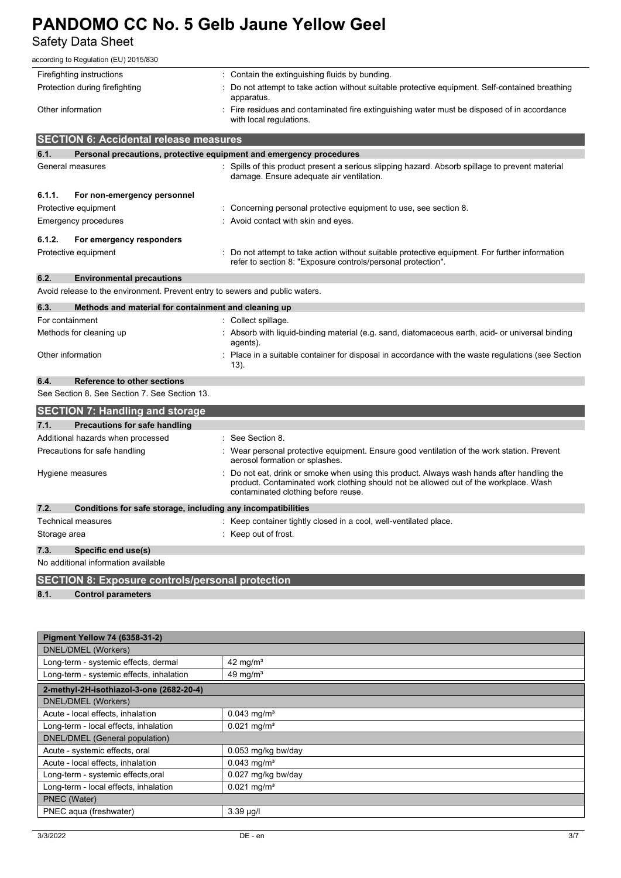| | |
|---|---|
| Firefighting instructions | : Contain the extinguishing fluids by bunding. |
| Protection during firefighting | : Do not attempt to take action without suitable protective equipment. Self-contained breathing apparatus. |
| Other information | : Fire residues and contaminated fire extinguishing water must be disposed of in accordance with local regulations. |

## SECTION 6: Accidental release measures

### 6.1. Personal precautions, protective equipment and emergency procedures

| | |
|---|---|
| General measures | : Spills of this product present a serious slipping hazard. Absorb spillage to prevent material damage. Ensure adequate air ventilation. |

#### 6.1.1. For non-emergency personnel

| | |
|---|---|
| Protective equipment | : Concerning personal protective equipment to use, see section 8. |
| Emergency procedures | : Avoid contact with skin and eyes. |

#### 6.1.2. For emergency responders

| | |
|---|---|
| Protective equipment | : Do not attempt to take action without suitable protective equipment. For further information refer to section 8: "Exposure controls/personal protection". |

### 6.2. Environmental precautions

Avoid release to the environment. Prevent entry to sewers and public waters.

### 6.3. Methods and material for containment and cleaning up

| | |
|---|---|
| For containment | : Collect spillage. |
| Methods for cleaning up | : Absorb with liquid-binding material (e.g. sand, diatomaceous earth, acid- or universal binding agents). |
| Other information | : Place in a suitable container for disposal in accordance with the waste regulations (see Section 13). |

### 6.4. Reference to other sections

See Section 8. See Section 7. See Section 13.

## SECTION 7: Handling and storage

### 7.1. Precautions for safe handling

| | |
|---|---|
| Additional hazards when processed | : See Section 8. |
| Precautions for safe handling | : Wear personal protective equipment. Ensure good ventilation of the work station. Prevent aerosol formation or splashes. |
| Hygiene measures | : Do not eat, drink or smoke when using this product. Always wash hands after handling the product. Contaminated work clothing should not be allowed out of the workplace. Wash contaminated clothing before reuse. |

### 7.2. Conditions for safe storage, including any incompatibilities

| | |
|---|---|
| Technical measures | : Keep container tightly closed in a cool, well-ventilated place. |
| Storage area | : Keep out of frost. |

### 7.3. Specific end use(s)

No additional information available

## SECTION 8: Exposure controls/personal protection

### 8.1. Control parameters

| **Pigment Yellow 74 (6358-31-2)** | |
|---|---|
| DNEL/DMEL (Workers) | |
| Long-term - systemic effects, dermal | 42 mg/m³ |
| Long-term - systemic effects, inhalation | 49 mg/m³ |

| **2-methyl-2H-isothiazol-3-one (2682-20-4)** | |
|---|---|
| DNEL/DMEL (Workers) | |
| Acute - local effects, inhalation | 0.043 mg/m³ |
| Long-term - local effects, inhalation | 0.021 mg/m³ |
| DNEL/DMEL (General population) | |
| Acute - systemic effects, oral | 0.053 mg/kg bw/day |
| Acute - local effects, inhalation | 0.043 mg/m³ |
| Long-term - systemic effects,oral | 0.027 mg/kg bw/day |
| Long-term - local effects, inhalation | 0.021 mg/m³ |
| PNEC (Water) | |
| PNEC aqua (freshwater) | 3.39 µg/l |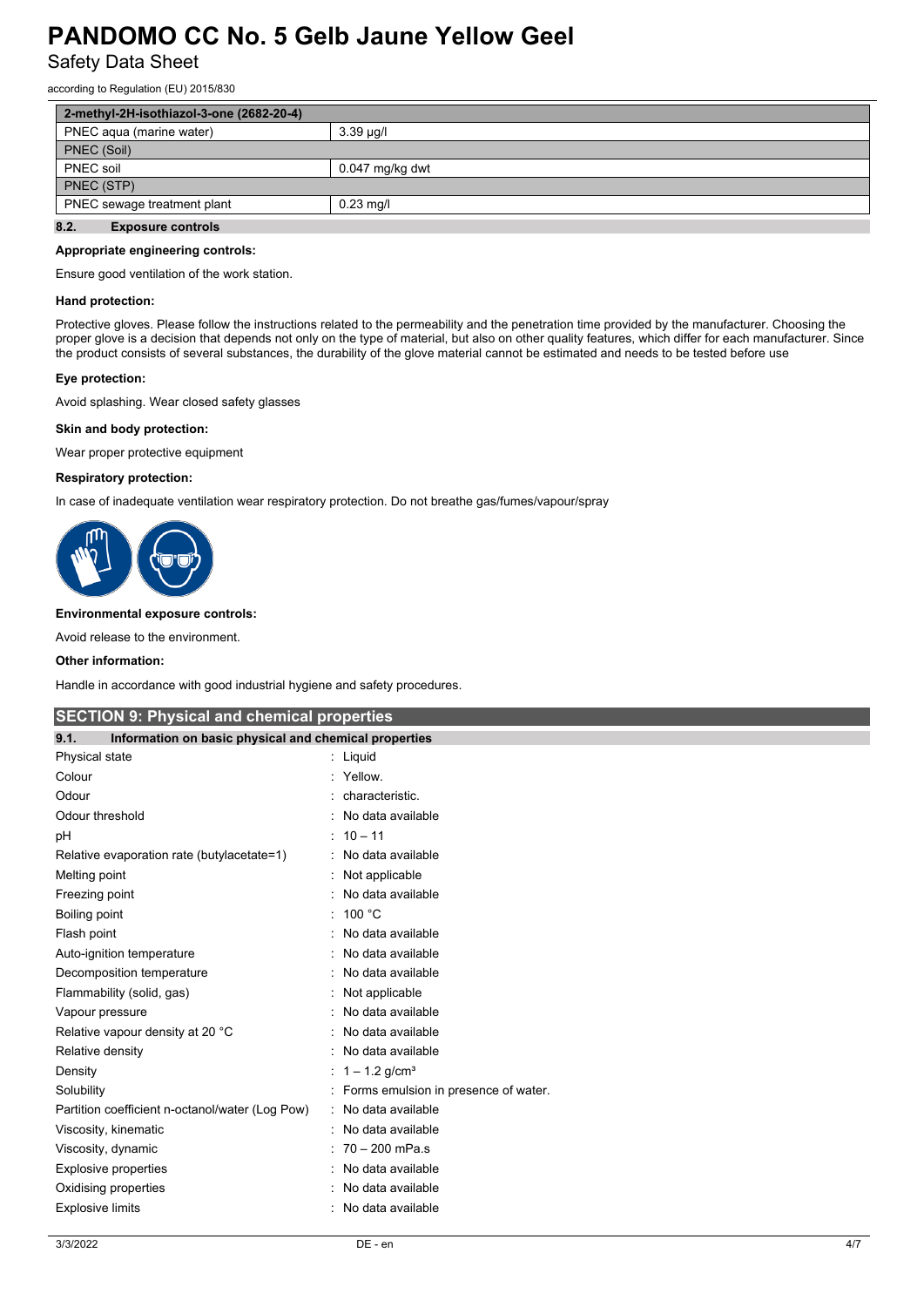| 2-methyl-2H-isothiazol-3-one (2682-20-4) | |
|---|---|
| PNEC aqua (marine water) | 3.39 µg/l |
| PNEC (Soil) | |
| PNEC soil | 0.047 mg/kg dwt |
| PNEC (STP) | |
| PNEC sewage treatment plant | 0.23 mg/l |

### 8.2. Exposure controls

**Appropriate engineering controls:**

Ensure good ventilation of the work station.

**Hand protection:**

Protective gloves. Please follow the instructions related to the permeability and the penetration time provided by the manufacturer. Choosing the proper glove is a decision that depends not only on the type of material, but also on other quality features, which differ for each manufacturer. Since the product consists of several substances, the durability of the glove material cannot be estimated and needs to be tested before use

**Eye protection:**

Avoid splashing. Wear closed safety glasses

**Skin and body protection:**

Wear proper protective equipment

**Respiratory protection:**

In case of inadequate ventilation wear respiratory protection. Do not breathe gas/fumes/vapour/spray

**Environmental exposure controls:**

Avoid release to the environment.

**Other information:**

Handle in accordance with good industrial hygiene and safety procedures.

## SECTION 9: Physical and chemical properties

### 9.1. Information on basic physical and chemical properties

| Property | Value |
|---|---|
| Physical state | Liquid |
| Colour | Yellow. |
| Odour | characteristic. |
| Odour threshold | No data available |
| pH | 10 – 11 |
| Relative evaporation rate (butylacetate=1) | No data available |
| Melting point | Not applicable |
| Freezing point | No data available |
| Boiling point | 100 °C |
| Flash point | No data available |
| Auto-ignition temperature | No data available |
| Decomposition temperature | No data available |
| Flammability (solid, gas) | Not applicable |
| Vapour pressure | No data available |
| Relative vapour density at 20 °C | No data available |
| Relative density | No data available |
| Density | 1 – 1.2 g/cm³ |
| Solubility | Forms emulsion in presence of water. |
| Partition coefficient n-octanol/water (Log Pow) | No data available |
| Viscosity, kinematic | No data available |
| Viscosity, dynamic | 70 – 200 mPa.s |
| Explosive properties | No data available |
| Oxidising properties | No data available |
| Explosive limits | No data available |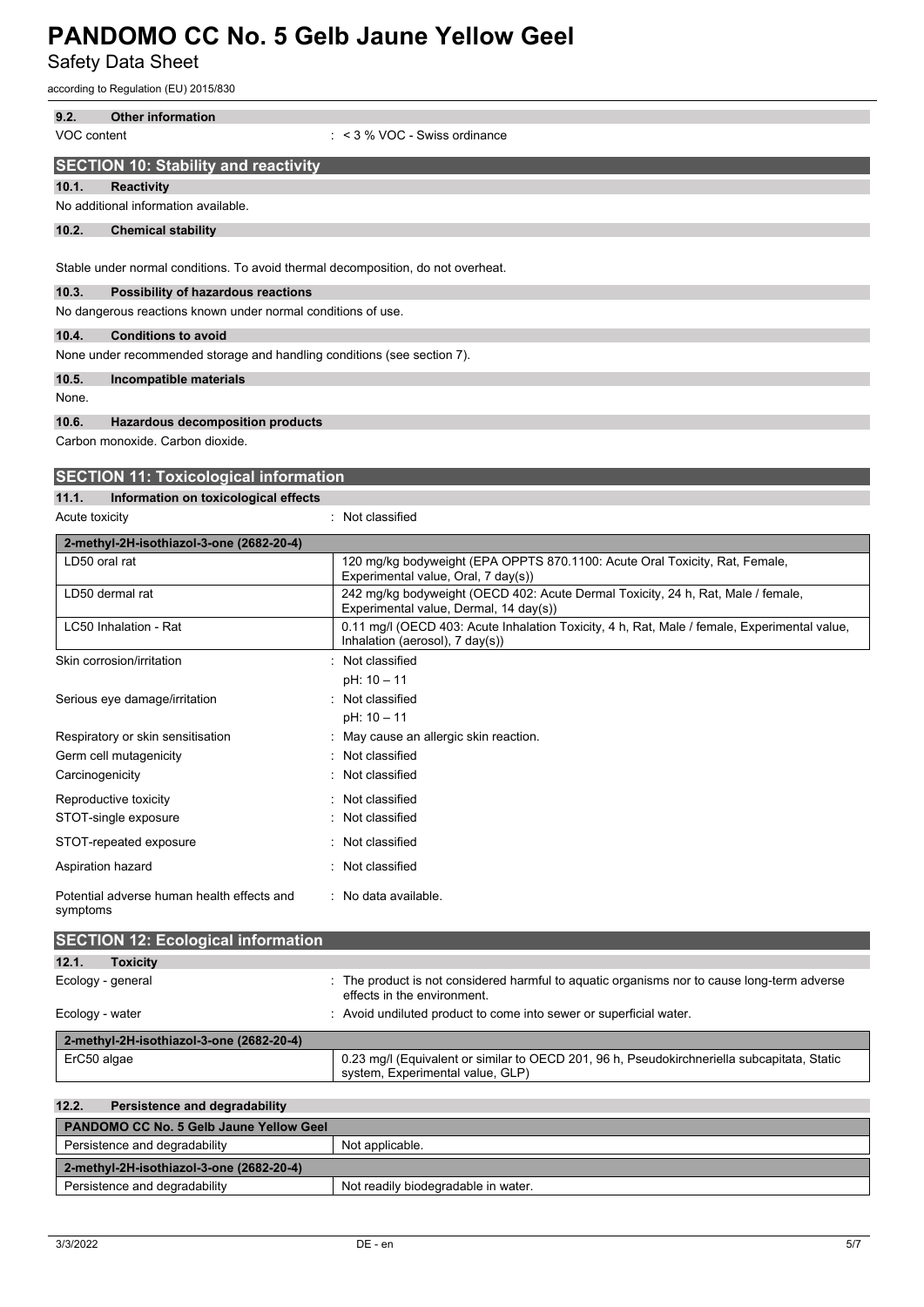### 9.2. Other information

VOC content : < 3 % VOC - Swiss ordinance

## SECTION 10: Stability and reactivity

### 10.1. Reactivity

No additional information available.

### 10.2. Chemical stability

Stable under normal conditions. To avoid thermal decomposition, do not overheat.

### 10.3. Possibility of hazardous reactions

No dangerous reactions known under normal conditions of use.

### 10.4. Conditions to avoid

None under recommended storage and handling conditions (see section 7).

### 10.5. Incompatible materials

None.

### 10.6. Hazardous decomposition products

Carbon monoxide. Carbon dioxide.

## SECTION 11: Toxicological information

### 11.1. Information on toxicological effects

Acute toxicity : Not classified

| 2-methyl-2H-isothiazol-3-one (2682-20-4) | |
|---|---|
| LD50 oral rat | 120 mg/kg bodyweight (EPA OPPTS 870.1100: Acute Oral Toxicity, Rat, Female, Experimental value, Oral, 7 day(s)) |
| LD50 dermal rat | 242 mg/kg bodyweight (OECD 402: Acute Dermal Toxicity, 24 h, Rat, Male / female, Experimental value, Dermal, 14 day(s)) |
| LC50 Inhalation - Rat | 0.11 mg/l (OECD 403: Acute Inhalation Toxicity, 4 h, Rat, Male / female, Experimental value, Inhalation (aerosol), 7 day(s)) |

Skin corrosion/irritation : Not classified
pH: 10 – 11

Serious eye damage/irritation : Not classified
pH: 10 – 11

Respiratory or skin sensitisation : May cause an allergic skin reaction.

Germ cell mutagenicity : Not classified

Carcinogenicity : Not classified

Reproductive toxicity : Not classified

STOT-single exposure : Not classified

STOT-repeated exposure : Not classified

Aspiration hazard : Not classified

Potential adverse human health effects and symptoms : No data available.

## SECTION 12: Ecological information

### 12.1. Toxicity

Ecology - general : The product is not considered harmful to aquatic organisms nor to cause long-term adverse effects in the environment.

Ecology - water : Avoid undiluted product to come into sewer or superficial water.

| 2-methyl-2H-isothiazol-3-one (2682-20-4) | |
|---|---|
| ErC50 algae | 0.23 mg/l (Equivalent or similar to OECD 201, 96 h, Pseudokirchneriella subcapitata, Static system, Experimental value, GLP) |

### 12.2. Persistence and degradability

| PANDOMO CC No. 5 Gelb Jaune Yellow Geel | |
|---|---|
| Persistence and degradability | Not applicable. |
| **2-methyl-2H-isothiazol-3-one (2682-20-4)** | |
| Persistence and degradability | Not readily biodegradable in water. |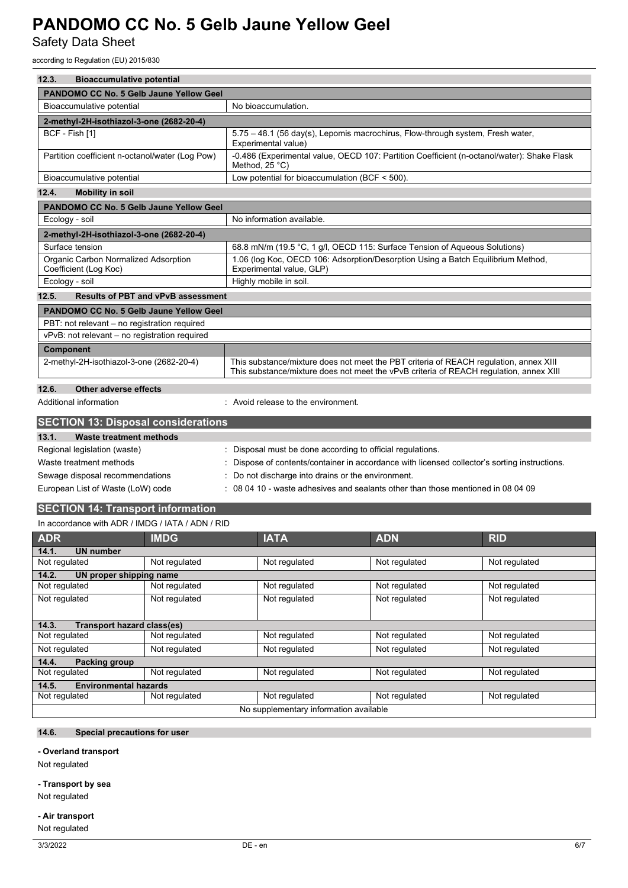### 12.3. Bioaccumulative potential

| PANDOMO CC No. 5 Gelb Jaune Yellow Geel | |
|---|---|
| Bioaccumulative potential | No bioaccumulation. |
| **2-methyl-2H-isothiazol-3-one (2682-20-4)** | |
| BCF - Fish [1] | 5.75 – 48.1 (56 day(s), Lepomis macrochirus, Flow-through system, Fresh water, Experimental value) |
| Partition coefficient n-octanol/water (Log Pow) | -0.486 (Experimental value, OECD 107: Partition Coefficient (n-octanol/water): Shake Flask Method, 25 °C) |
| Bioaccumulative potential | Low potential for bioaccumulation (BCF < 500). |

### 12.4. Mobility in soil

| PANDOMO CC No. 5 Gelb Jaune Yellow Geel | |
|---|---|
| Ecology - soil | No information available. |
| **2-methyl-2H-isothiazol-3-one (2682-20-4)** | |
| Surface tension | 68.8 mN/m (19.5 °C, 1 g/l, OECD 115: Surface Tension of Aqueous Solutions) |
| Organic Carbon Normalized Adsorption Coefficient (Log Koc) | 1.06 (log Koc, OECD 106: Adsorption/Desorption Using a Batch Equilibrium Method, Experimental value, GLP) |
| Ecology - soil | Highly mobile in soil. |

### 12.5. Results of PBT and vPvB assessment

| PANDOMO CC No. 5 Gelb Jaune Yellow Geel | |
|---|---|
| PBT: not relevant – no registration required | |
| vPvB: not relevant – no registration required | |
| **Component** | |
| 2-methyl-2H-isothiazol-3-one (2682-20-4) | This substance/mixture does not meet the PBT criteria of REACH regulation, annex XIII<br>This substance/mixture does not meet the vPvB criteria of REACH regulation, annex XIII |

### 12.6. Other adverse effects

Additional information : Avoid release to the environment.

## SECTION 13: Disposal considerations

### 13.1. Waste treatment methods

Regional legislation (waste) : Disposal must be done according to official regulations.

Waste treatment methods : Dispose of contents/container in accordance with licensed collector's sorting instructions.

Sewage disposal recommendations : Do not discharge into drains or the environment.

European List of Waste (LoW) code : 08 04 10 - waste adhesives and sealants other than those mentioned in 08 04 09

## SECTION 14: Transport information

In accordance with ADR / IMDG / IATA / ADN / RID

| ADR | IMDG | IATA | ADN | RID |
|---|---|---|---|---|
| **14.1. UN number** | | | | |
| Not regulated | Not regulated | Not regulated | Not regulated | Not regulated |
| **14.2. UN proper shipping name** | | | | |
| Not regulated | Not regulated | Not regulated | Not regulated | Not regulated |
| Not regulated | Not regulated | Not regulated | Not regulated | Not regulated |
| **14.3. Transport hazard class(es)** | | | | |
| Not regulated | Not regulated | Not regulated | Not regulated | Not regulated |
| Not regulated | Not regulated | Not regulated | Not regulated | Not regulated |
| **14.4. Packing group** | | | | |
| Not regulated | Not regulated | Not regulated | Not regulated | Not regulated |
| **14.5. Environmental hazards** | | | | |
| Not regulated | Not regulated | Not regulated | Not regulated | Not regulated |
| No supplementary information available | | | | |

### 14.6. Special precautions for user

**- Overland transport**

Not regulated

**- Transport by sea**

Not regulated

**- Air transport**

Not regulated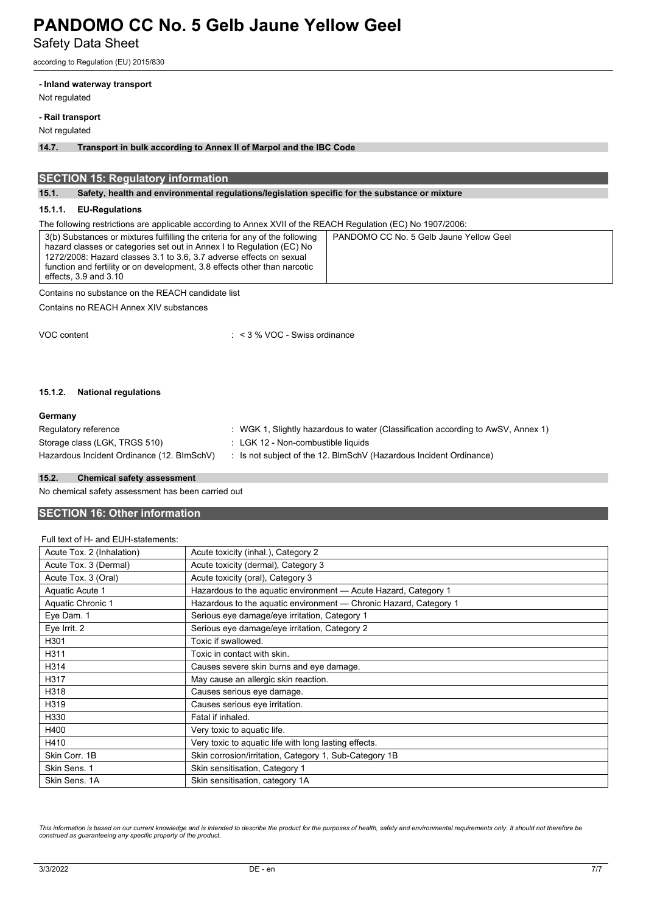**- Inland waterway transport**

Not regulated

**- Rail transport**

Not regulated

**14.7. Transport in bulk according to Annex II of Marpol and the IBC Code**

## SECTION 15: Regulatory information

**15.1. Safety, health and environmental regulations/legislation specific for the substance or mixture**

### 15.1.1. EU-Regulations

The following restrictions are applicable according to Annex XVII of the REACH Regulation (EC) No 1907/2006:

| | |
|---|---|
| 3(b) Substances or mixtures fulfilling the criteria for any of the following hazard classes or categories set out in Annex I to Regulation (EC) No 1272/2008: Hazard classes 3.1 to 3.6, 3.7 adverse effects on sexual function and fertility or on development, 3.8 effects other than narcotic effects, 3.9 and 3.10 | PANDOMO CC No. 5 Gelb Jaune Yellow Geel |

Contains no substance on the REACH candidate list

Contains no REACH Annex XIV substances

VOC content : < 3 % VOC - Swiss ordinance

### 15.1.2. National regulations

**Germany**

Regulatory reference : WGK 1, Slightly hazardous to water (Classification according to AwSV, Annex 1)

Storage class (LGK, TRGS 510) : LGK 12 - Non-combustible liquids

Hazardous Incident Ordinance (12. BImSchV) : Is not subject of the 12. BImSchV (Hazardous Incident Ordinance)

**15.2. Chemical safety assessment**

No chemical safety assessment has been carried out

## SECTION 16: Other information

Full text of H- and EUH-statements:

| | |
|---|---|
| Acute Tox. 2 (Inhalation) | Acute toxicity (inhal.), Category 2 |
| Acute Tox. 3 (Dermal) | Acute toxicity (dermal), Category 3 |
| Acute Tox. 3 (Oral) | Acute toxicity (oral), Category 3 |
| Aquatic Acute 1 | Hazardous to the aquatic environment — Acute Hazard, Category 1 |
| Aquatic Chronic 1 | Hazardous to the aquatic environment — Chronic Hazard, Category 1 |
| Eye Dam. 1 | Serious eye damage/eye irritation, Category 1 |
| Eye Irrit. 2 | Serious eye damage/eye irritation, Category 2 |
| H301 | Toxic if swallowed. |
| H311 | Toxic in contact with skin. |
| H314 | Causes severe skin burns and eye damage. |
| H317 | May cause an allergic skin reaction. |
| H318 | Causes serious eye damage. |
| H319 | Causes serious eye irritation. |
| H330 | Fatal if inhaled. |
| H400 | Very toxic to aquatic life. |
| H410 | Very toxic to aquatic life with long lasting effects. |
| Skin Corr. 1B | Skin corrosion/irritation, Category 1, Sub-Category 1B |
| Skin Sens. 1 | Skin sensitisation, Category 1 |
| Skin Sens. 1A | Skin sensitisation, category 1A |

*This information is based on our current knowledge and is intended to describe the product for the purposes of health, safety and environmental requirements only. It should not therefore be construed as guaranteeing any specific property of the product.*